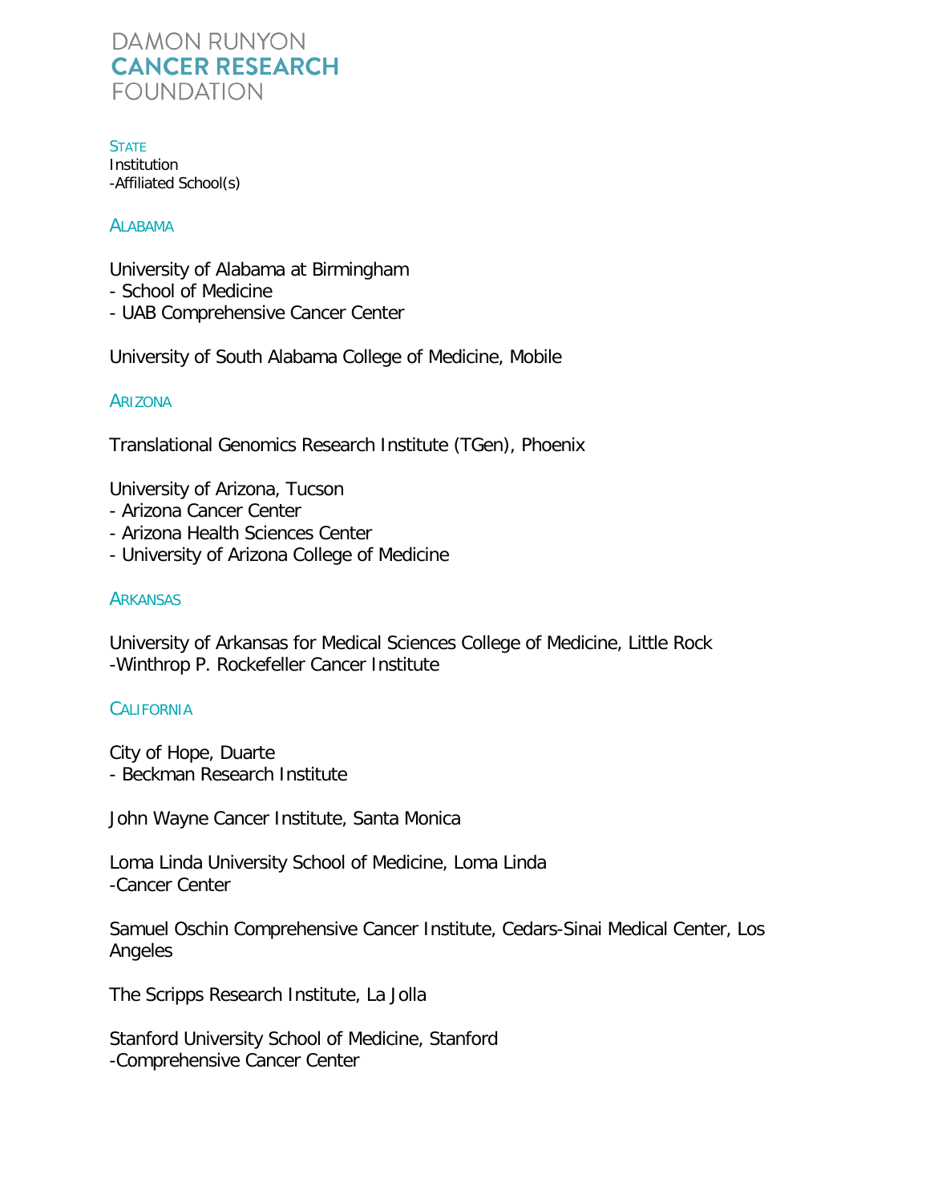# DAMON RUNYON CANCER RESEARCH FOUNDATION

STATE
Institution
-Affiliated School(s)

## ALABAMA

University of Alabama at Birmingham
- School of Medicine
- UAB Comprehensive Cancer Center

University of South Alabama College of Medicine, Mobile

## ARIZONA

Translational Genomics Research Institute (TGen), Phoenix

University of Arizona, Tucson
- Arizona Cancer Center
- Arizona Health Sciences Center
- University of Arizona College of Medicine

## ARKANSAS

University of Arkansas for Medical Sciences College of Medicine, Little Rock
-Winthrop P. Rockefeller Cancer Institute

## CALIFORNIA

City of Hope, Duarte
- Beckman Research Institute

John Wayne Cancer Institute, Santa Monica

Loma Linda University School of Medicine, Loma Linda
-Cancer Center

Samuel Oschin Comprehensive Cancer Institute, Cedars-Sinai Medical Center, Los Angeles

The Scripps Research Institute, La Jolla

Stanford University School of Medicine, Stanford
-Comprehensive Cancer Center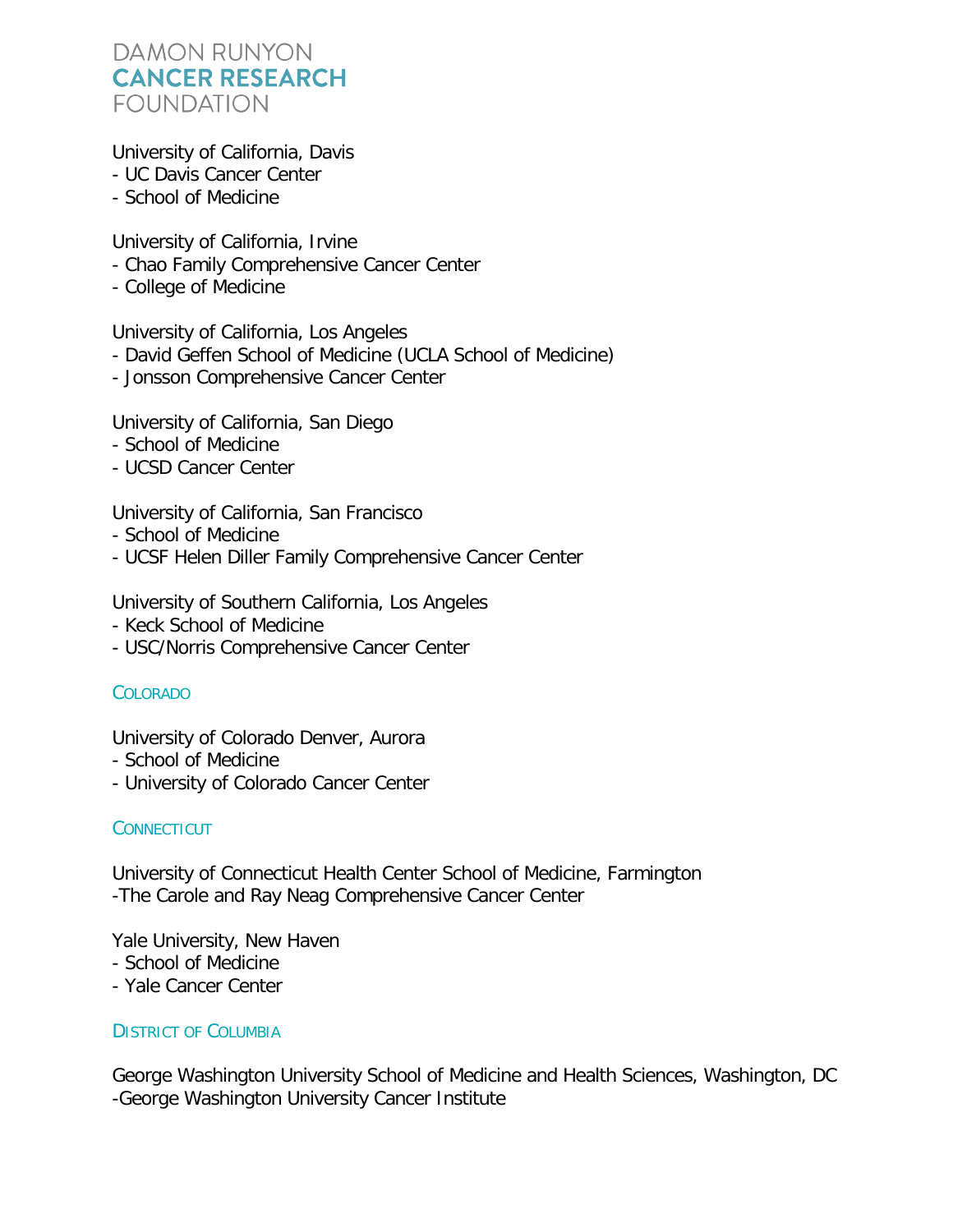University of California, Davis
- UC Davis Cancer Center
- School of Medicine

University of California, Irvine
- Chao Family Comprehensive Cancer Center
- College of Medicine

University of California, Los Angeles
- David Geffen School of Medicine (UCLA School of Medicine)
- Jonsson Comprehensive Cancer Center

University of California, San Diego
- School of Medicine
- UCSD Cancer Center

University of California, San Francisco
- School of Medicine
- UCSF Helen Diller Family Comprehensive Cancer Center

University of Southern California, Los Angeles
- Keck School of Medicine
- USC/Norris Comprehensive Cancer Center

## Colorado

University of Colorado Denver, Aurora
- School of Medicine
- University of Colorado Cancer Center

## Connecticut

University of Connecticut Health Center School of Medicine, Farmington
-The Carole and Ray Neag Comprehensive Cancer Center

Yale University, New Haven
- School of Medicine
- Yale Cancer Center

## District of Columbia

George Washington University School of Medicine and Health Sciences, Washington, DC
-George Washington University Cancer Institute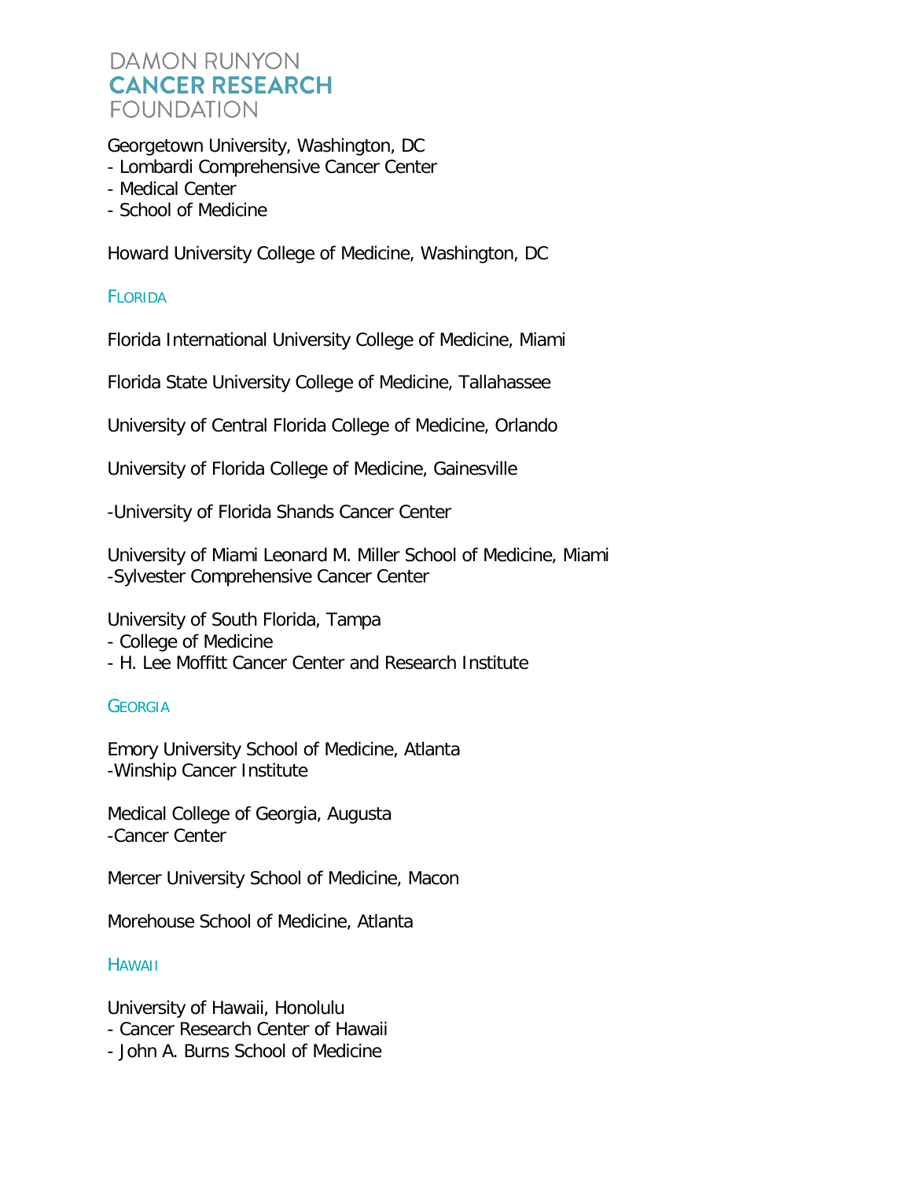Georgetown University, Washington, DC
- Lombardi Comprehensive Cancer Center
- Medical Center
- School of Medicine

Howard University College of Medicine, Washington, DC

### Florida

Florida International University College of Medicine, Miami

Florida State University College of Medicine, Tallahassee

University of Central Florida College of Medicine, Orlando

University of Florida College of Medicine, Gainesville

-University of Florida Shands Cancer Center

University of Miami Leonard M. Miller School of Medicine, Miami
-Sylvester Comprehensive Cancer Center

University of South Florida, Tampa
- College of Medicine
- H. Lee Moffitt Cancer Center and Research Institute

### Georgia

Emory University School of Medicine, Atlanta
-Winship Cancer Institute

Medical College of Georgia, Augusta
-Cancer Center

Mercer University School of Medicine, Macon

Morehouse School of Medicine, Atlanta

### Hawaii

University of Hawaii, Honolulu
- Cancer Research Center of Hawaii
- John A. Burns School of Medicine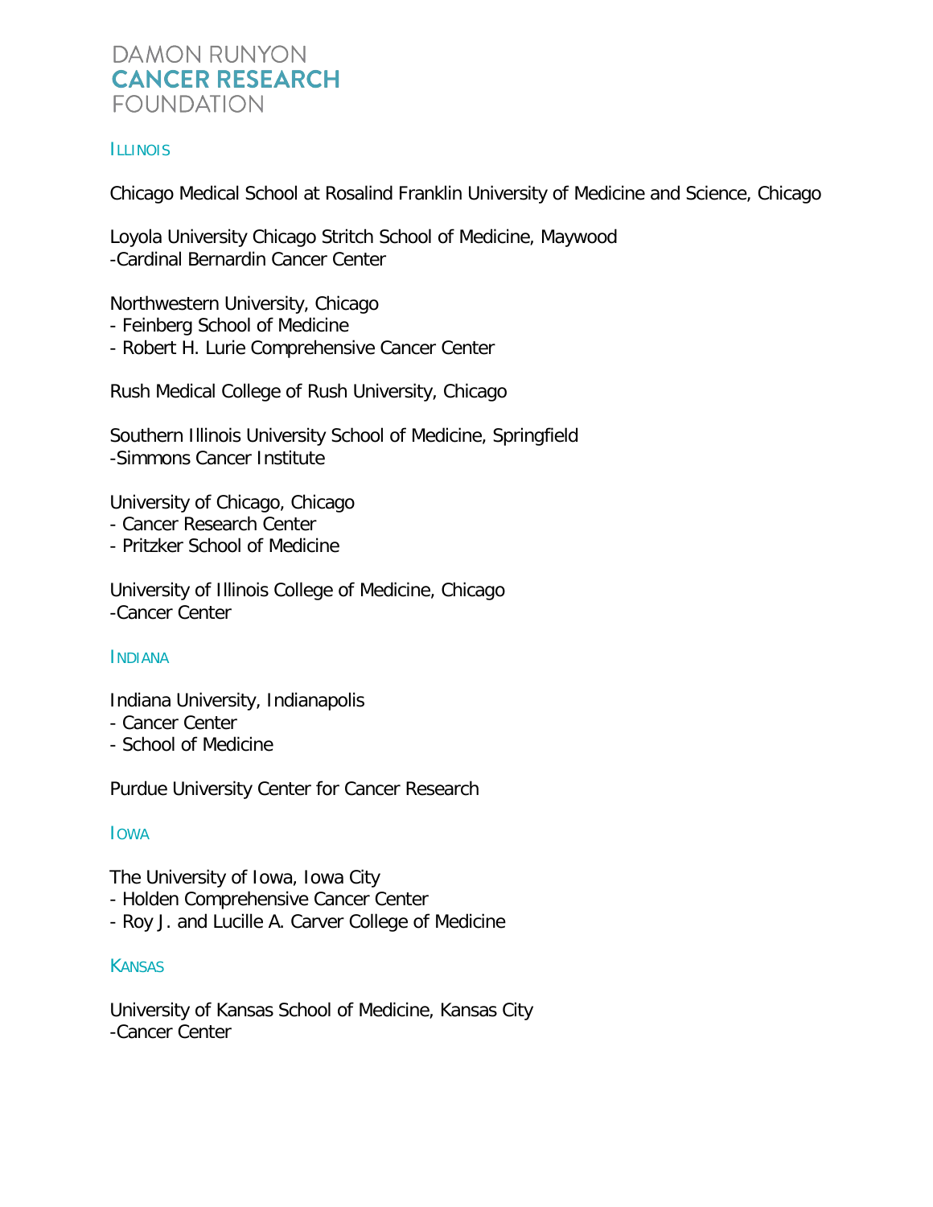DAMON RUNYON
CANCER RESEARCH
FOUNDATION

## ILLINOIS

Chicago Medical School at Rosalind Franklin University of Medicine and Science, Chicago

Loyola University Chicago Stritch School of Medicine, Maywood
-Cardinal Bernardin Cancer Center

Northwestern University, Chicago
- Feinberg School of Medicine
- Robert H. Lurie Comprehensive Cancer Center

Rush Medical College of Rush University, Chicago

Southern Illinois University School of Medicine, Springfield
-Simmons Cancer Institute

University of Chicago, Chicago
- Cancer Research Center
- Pritzker School of Medicine

University of Illinois College of Medicine, Chicago
-Cancer Center

## INDIANA

Indiana University, Indianapolis
- Cancer Center
- School of Medicine

Purdue University Center for Cancer Research

## IOWA

The University of Iowa, Iowa City
- Holden Comprehensive Cancer Center
- Roy J. and Lucille A. Carver College of Medicine

## KANSAS

University of Kansas School of Medicine, Kansas City
-Cancer Center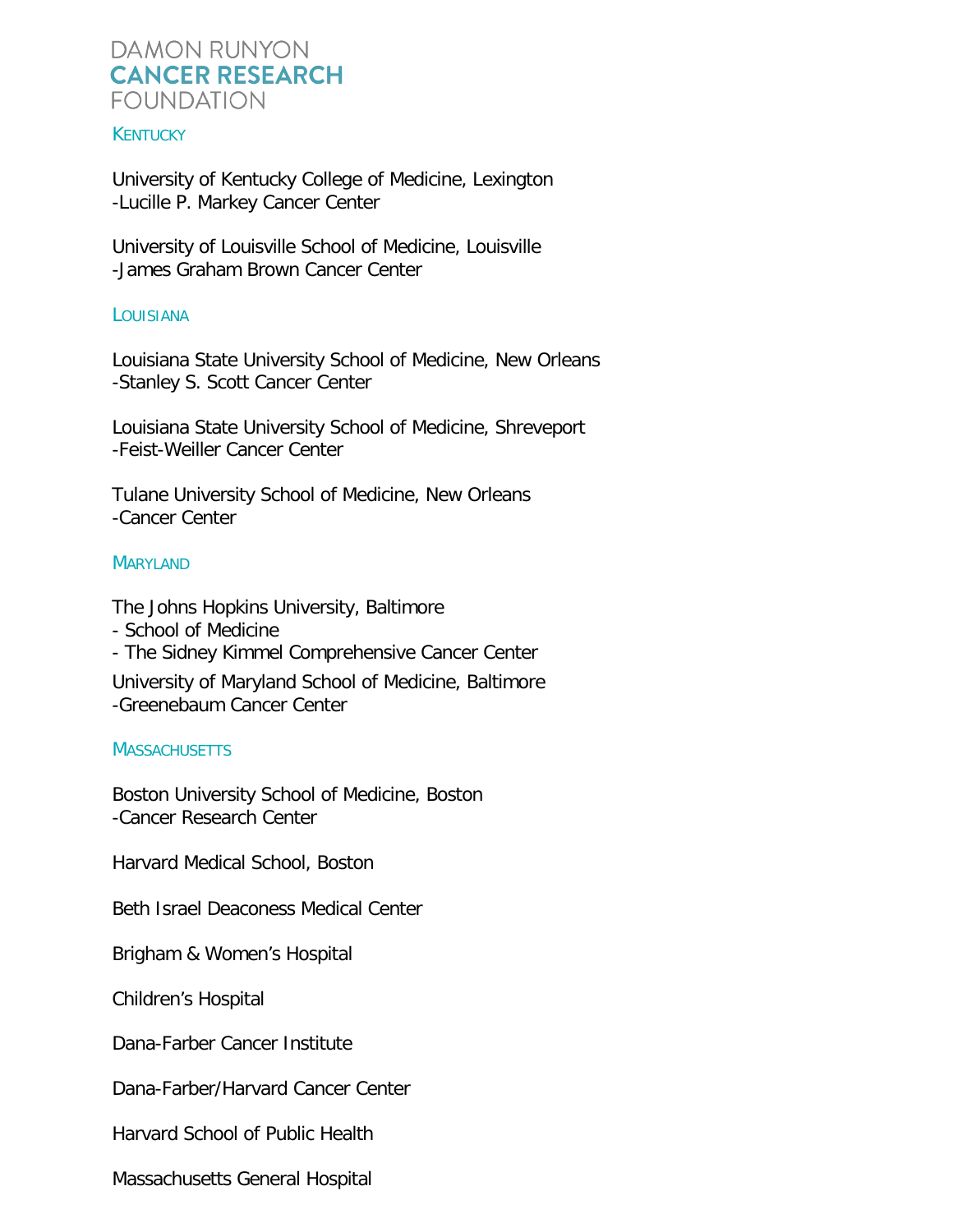## Kentucky

University of Kentucky College of Medicine, Lexington
-Lucille P. Markey Cancer Center

University of Louisville School of Medicine, Louisville
-James Graham Brown Cancer Center

## Louisiana

Louisiana State University School of Medicine, New Orleans
-Stanley S. Scott Cancer Center

Louisiana State University School of Medicine, Shreveport
-Feist-Weiller Cancer Center

Tulane University School of Medicine, New Orleans
-Cancer Center

## Maryland

The Johns Hopkins University, Baltimore
- School of Medicine
- The Sidney Kimmel Comprehensive Cancer Center

University of Maryland School of Medicine, Baltimore
-Greenebaum Cancer Center

## Massachusetts

Boston University School of Medicine, Boston
-Cancer Research Center

Harvard Medical School, Boston

Beth Israel Deaconess Medical Center

Brigham & Women's Hospital

Children's Hospital

Dana-Farber Cancer Institute

Dana-Farber/Harvard Cancer Center

Harvard School of Public Health

Massachusetts General Hospital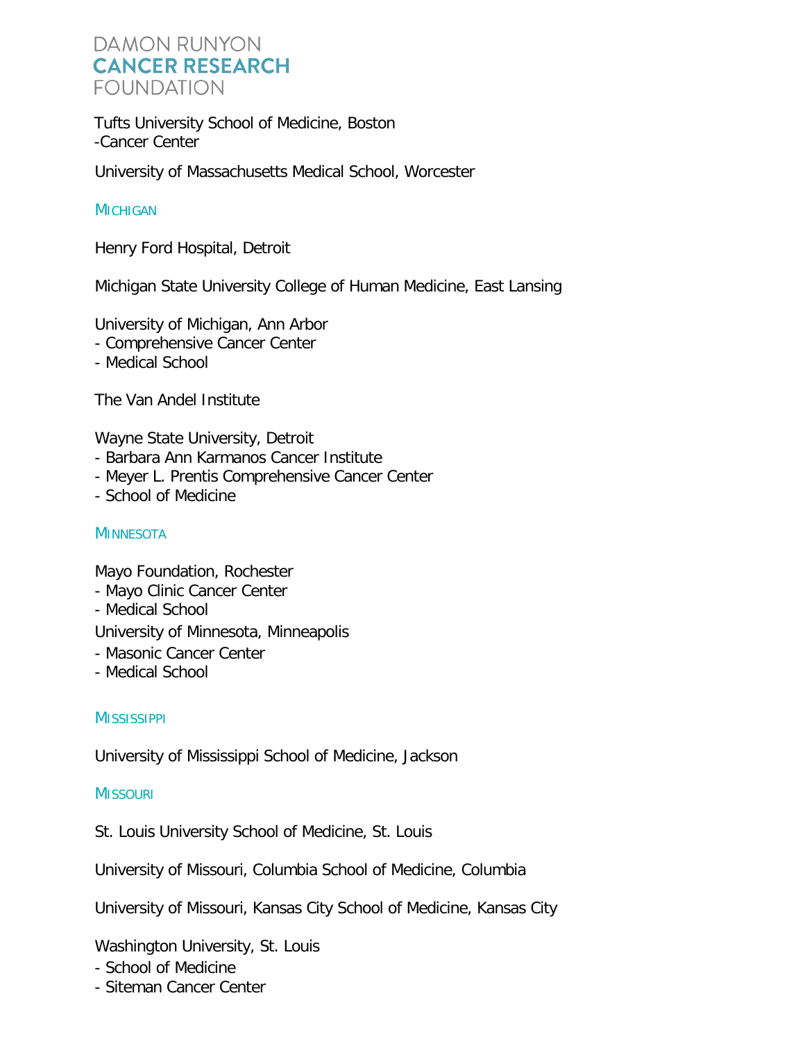Tufts University School of Medicine, Boston
-Cancer Center

University of Massachusetts Medical School, Worcester

## Michigan

Henry Ford Hospital, Detroit

Michigan State University College of Human Medicine, East Lansing

University of Michigan, Ann Arbor
- Comprehensive Cancer Center
- Medical School

The Van Andel Institute

Wayne State University, Detroit
- Barbara Ann Karmanos Cancer Institute
- Meyer L. Prentis Comprehensive Cancer Center
- School of Medicine

## Minnesota

Mayo Foundation, Rochester
- Mayo Clinic Cancer Center
- Medical School

University of Minnesota, Minneapolis
- Masonic Cancer Center
- Medical School

## Mississippi

University of Mississippi School of Medicine, Jackson

## Missouri

St. Louis University School of Medicine, St. Louis

University of Missouri, Columbia School of Medicine, Columbia

University of Missouri, Kansas City School of Medicine, Kansas City

Washington University, St. Louis
- School of Medicine
- Siteman Cancer Center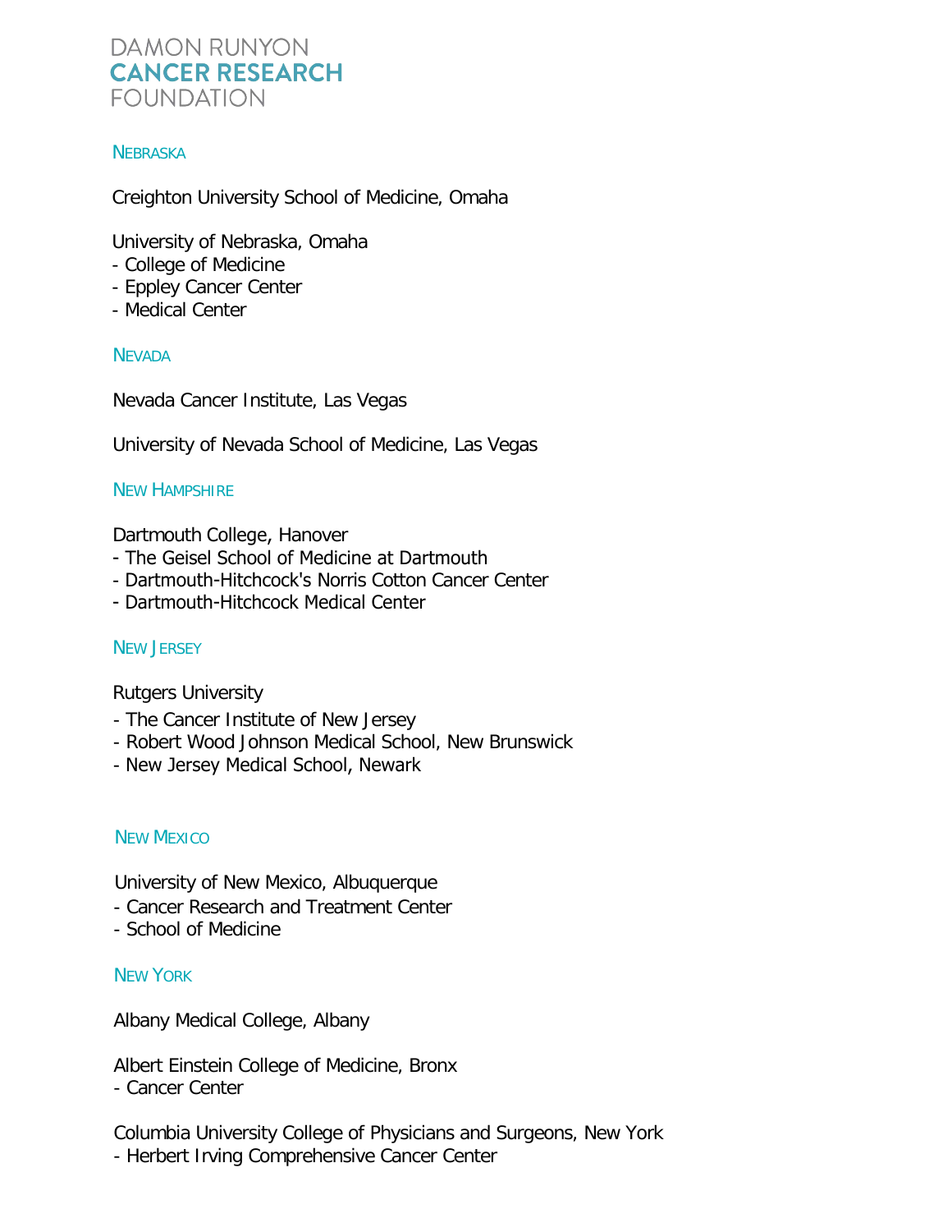# DAMON RUNYON CANCER RESEARCH FOUNDATION

## NEBRASKA

Creighton University School of Medicine, Omaha

University of Nebraska, Omaha
- College of Medicine
- Eppley Cancer Center
- Medical Center

## NEVADA

Nevada Cancer Institute, Las Vegas

University of Nevada School of Medicine, Las Vegas

## NEW HAMPSHIRE

Dartmouth College, Hanover
- The Geisel School of Medicine at Dartmouth
- Dartmouth-Hitchcock's Norris Cotton Cancer Center
- Dartmouth-Hitchcock Medical Center

## NEW JERSEY

Rutgers University
- The Cancer Institute of New Jersey
- Robert Wood Johnson Medical School, New Brunswick
- New Jersey Medical School, Newark

## NEW MEXICO

University of New Mexico, Albuquerque
- Cancer Research and Treatment Center
- School of Medicine

## NEW YORK

Albany Medical College, Albany

Albert Einstein College of Medicine, Bronx
- Cancer Center

Columbia University College of Physicians and Surgeons, New York
- Herbert Irving Comprehensive Cancer Center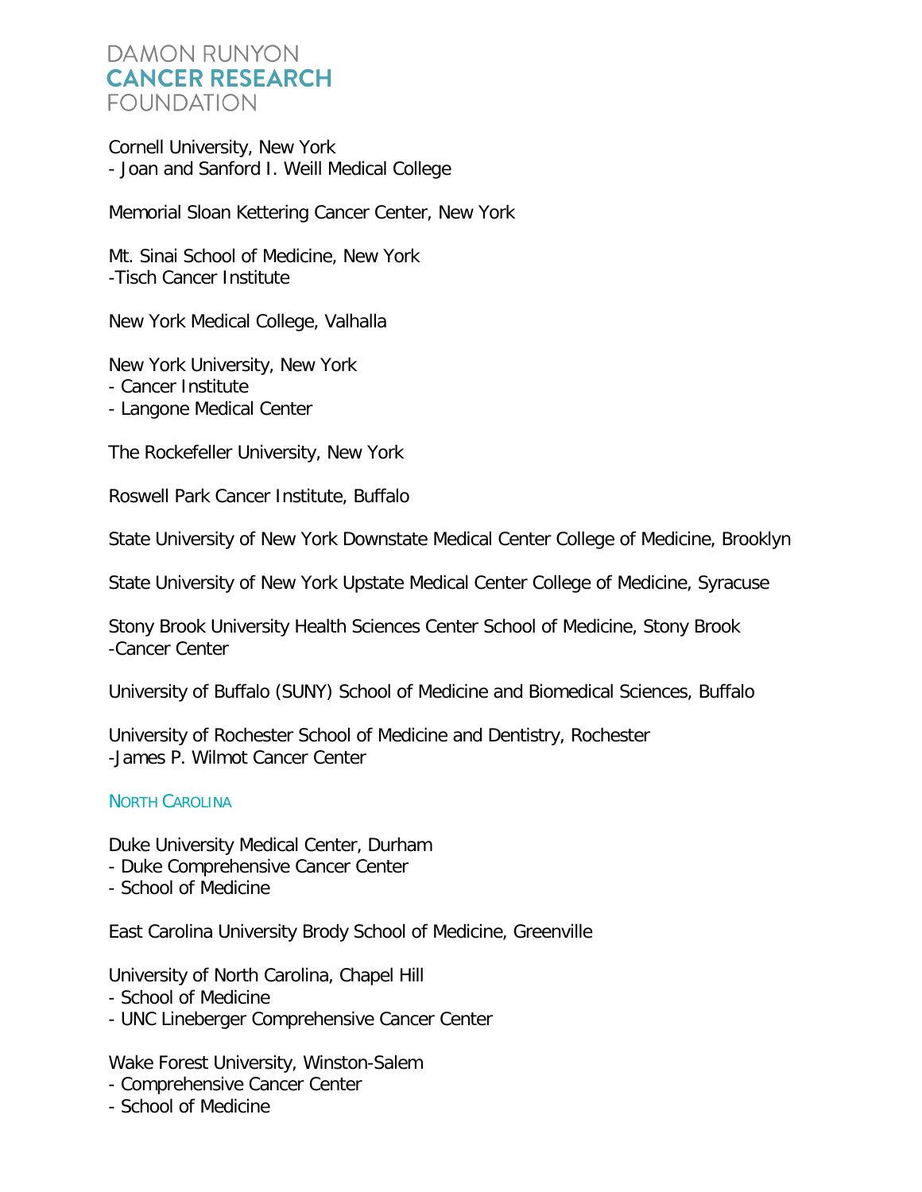Cornell University, New York
- Joan and Sanford I. Weill Medical College

Memorial Sloan Kettering Cancer Center, New York

Mt. Sinai School of Medicine, New York
-Tisch Cancer Institute

New York Medical College, Valhalla

New York University, New York
- Cancer Institute
- Langone Medical Center

The Rockefeller University, New York

Roswell Park Cancer Institute, Buffalo

State University of New York Downstate Medical Center College of Medicine, Brooklyn

State University of New York Upstate Medical Center College of Medicine, Syracuse

Stony Brook University Health Sciences Center School of Medicine, Stony Brook
-Cancer Center

University of Buffalo (SUNY) School of Medicine and Biomedical Sciences, Buffalo

University of Rochester School of Medicine and Dentistry, Rochester
-James P. Wilmot Cancer Center

## North Carolina

Duke University Medical Center, Durham
- Duke Comprehensive Cancer Center
- School of Medicine

East Carolina University Brody School of Medicine, Greenville

University of North Carolina, Chapel Hill
- School of Medicine
- UNC Lineberger Comprehensive Cancer Center

Wake Forest University, Winston-Salem
- Comprehensive Cancer Center
- School of Medicine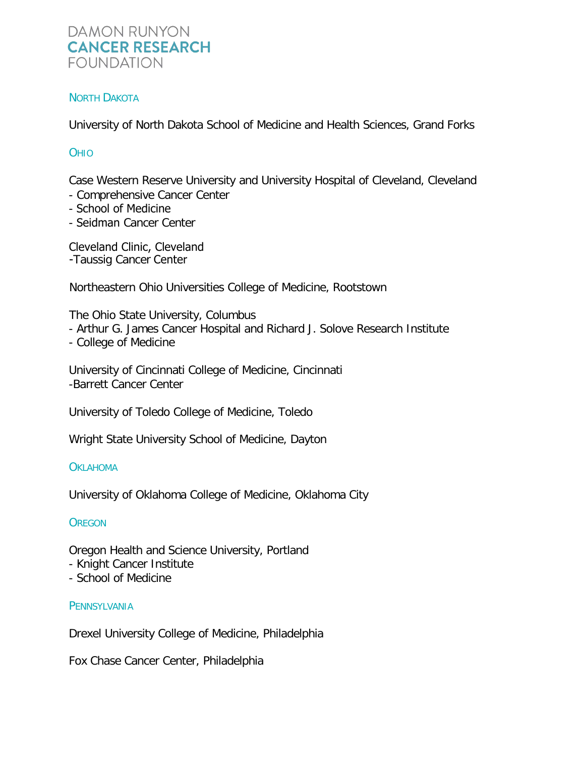## North Dakota

University of North Dakota School of Medicine and Health Sciences, Grand Forks

## Ohio

Case Western Reserve University and University Hospital of Cleveland, Cleveland
- Comprehensive Cancer Center
- School of Medicine
- Seidman Cancer Center

Cleveland Clinic, Cleveland
-Taussig Cancer Center

Northeastern Ohio Universities College of Medicine, Rootstown

The Ohio State University, Columbus
- Arthur G. James Cancer Hospital and Richard J. Solove Research Institute
- College of Medicine

University of Cincinnati College of Medicine, Cincinnati
-Barrett Cancer Center

University of Toledo College of Medicine, Toledo

Wright State University School of Medicine, Dayton

## Oklahoma

University of Oklahoma College of Medicine, Oklahoma City

## Oregon

Oregon Health and Science University, Portland
- Knight Cancer Institute
- School of Medicine

## Pennsylvania

Drexel University College of Medicine, Philadelphia

Fox Chase Cancer Center, Philadelphia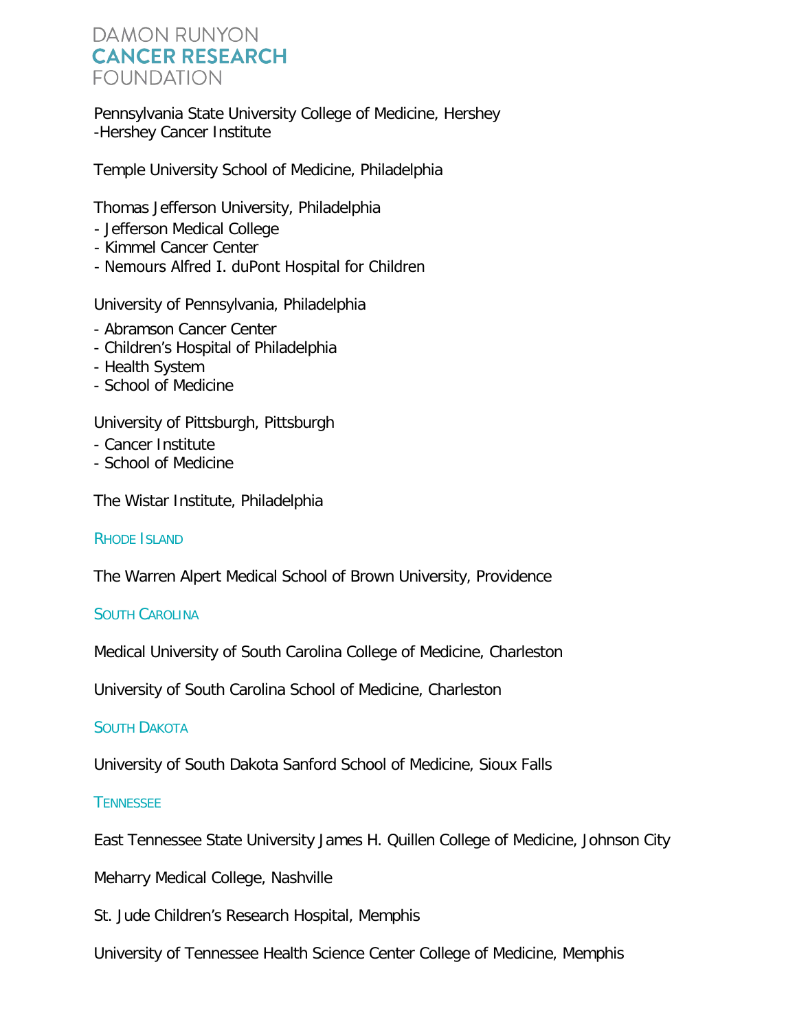Pennsylvania State University College of Medicine, Hershey
-Hershey Cancer Institute

Temple University School of Medicine, Philadelphia

Thomas Jefferson University, Philadelphia
- Jefferson Medical College
- Kimmel Cancer Center
- Nemours Alfred I. duPont Hospital for Children

University of Pennsylvania, Philadelphia
- Abramson Cancer Center
- Children's Hospital of Philadelphia
- Health System
- School of Medicine

University of Pittsburgh, Pittsburgh
- Cancer Institute
- School of Medicine

The Wistar Institute, Philadelphia

### Rhode Island

The Warren Alpert Medical School of Brown University, Providence

### South Carolina

Medical University of South Carolina College of Medicine, Charleston

University of South Carolina School of Medicine, Charleston

### South Dakota

University of South Dakota Sanford School of Medicine, Sioux Falls

### Tennessee

East Tennessee State University James H. Quillen College of Medicine, Johnson City

Meharry Medical College, Nashville

St. Jude Children's Research Hospital, Memphis

University of Tennessee Health Science Center College of Medicine, Memphis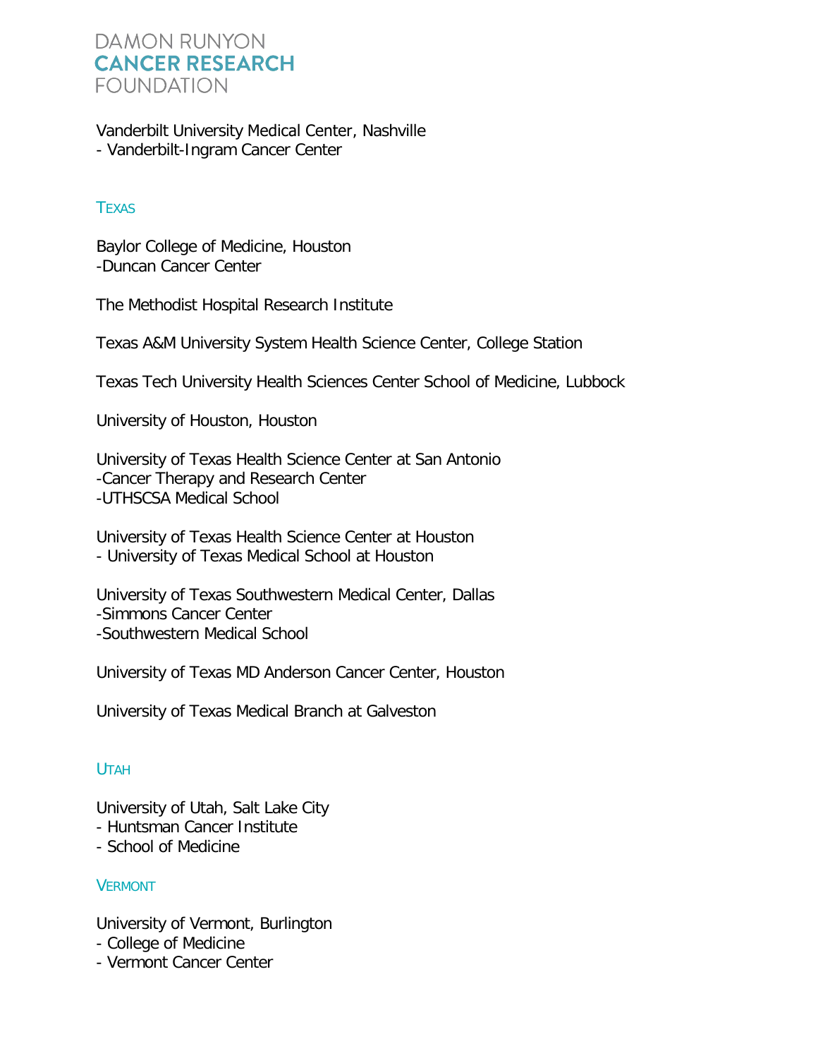Vanderbilt University Medical Center, Nashville
- Vanderbilt-Ingram Cancer Center

## Texas

Baylor College of Medicine, Houston
-Duncan Cancer Center

The Methodist Hospital Research Institute

Texas A&M University System Health Science Center, College Station

Texas Tech University Health Sciences Center School of Medicine, Lubbock

University of Houston, Houston

University of Texas Health Science Center at San Antonio
-Cancer Therapy and Research Center
-UTHSCSA Medical School

University of Texas Health Science Center at Houston
- University of Texas Medical School at Houston

University of Texas Southwestern Medical Center, Dallas
-Simmons Cancer Center
-Southwestern Medical School

University of Texas MD Anderson Cancer Center, Houston

University of Texas Medical Branch at Galveston

## Utah

University of Utah, Salt Lake City
- Huntsman Cancer Institute
- School of Medicine

## Vermont

University of Vermont, Burlington
- College of Medicine
- Vermont Cancer Center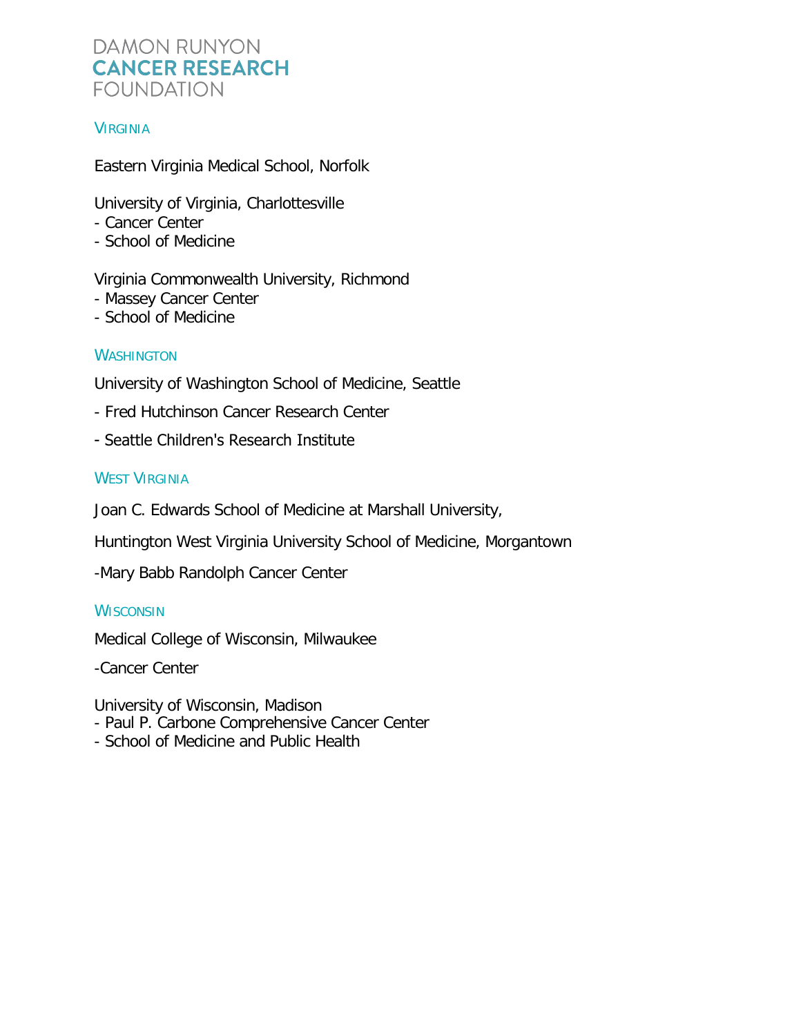DAMON RUNYON
CANCER RESEARCH
FOUNDATION

## Virginia

Eastern Virginia Medical School, Norfolk

University of Virginia, Charlottesville
- Cancer Center
- School of Medicine

Virginia Commonwealth University, Richmond
- Massey Cancer Center
- School of Medicine

## Washington

University of Washington School of Medicine, Seattle

- Fred Hutchinson Cancer Research Center

- Seattle Children's Research Institute

## West Virginia

Joan C. Edwards School of Medicine at Marshall University,

Huntington West Virginia University School of Medicine, Morgantown

-Mary Babb Randolph Cancer Center

## Wisconsin

Medical College of Wisconsin, Milwaukee

-Cancer Center

University of Wisconsin, Madison
- Paul P. Carbone Comprehensive Cancer Center
- School of Medicine and Public Health